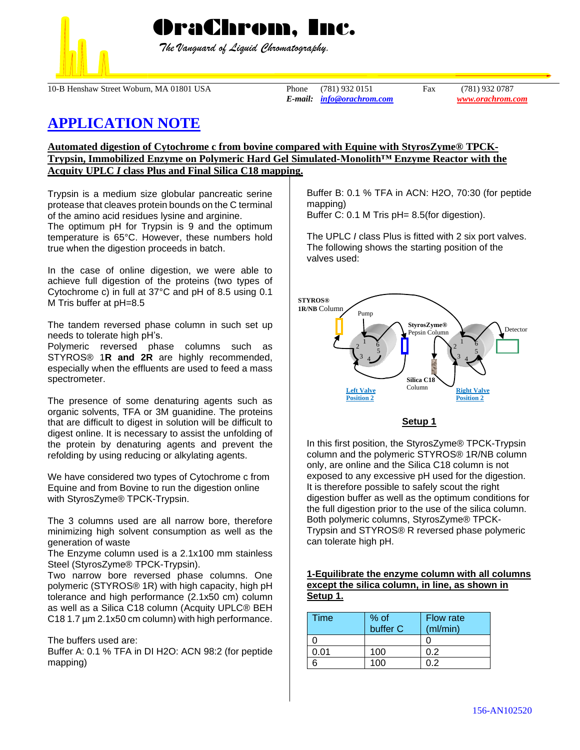**OraChrom, Inc.**

*The Vanguard of Liquid Chromatography.*

10-B Henshaw Street Woburn, MA 01801 USA Phone (781) 932 0151 Fax (781) 932 0787
*E-mail:* info@orachrom.com www.orachrom.com

# APPLICATION NOTE

**Automated digestion of Cytochrome c from bovine compared with Equine with StyrosZyme® TPCK-Trypsin, Immobilized Enzyme on Polymeric Hard Gel Simulated-Monolith™ Enzyme Reactor with the Acquity UPLC *I* class Plus and Final Silica C18 mapping.**

Trypsin is a medium size globular pancreatic serine protease that cleaves protein bounds on the C terminal of the amino acid residues lysine and arginine.
The optimum pH for Trypsin is 9 and the optimum temperature is 65°C. However, these numbers hold true when the digestion proceeds in batch.

In the case of online digestion, we were able to achieve full digestion of the proteins (two types of Cytochrome c) in full at 37°C and pH of 8.5 using 0.1 M Tris buffer at pH=8.5

The tandem reversed phase column in such set up needs to tolerate high pH's.
Polymeric reversed phase columns such as STYROS® 1**R and 2R** are highly recommended, especially when the effluents are used to feed a mass spectrometer.

The presence of some denaturing agents such as organic solvents, TFA or 3M guanidine. The proteins that are difficult to digest in solution will be difficult to digest online. It is necessary to assist the unfolding of the protein by denaturing agents and prevent the refolding by using reducing or alkylating agents.

We have considered two types of Cytochrome c from Equine and from Bovine to run the digestion online with StyrosZyme® TPCK-Trypsin.

The 3 columns used are all narrow bore, therefore minimizing high solvent consumption as well as the generation of waste
The Enzyme column used is a 2.1x100 mm stainless Steel (StyrosZyme® TPCK-Trypsin).
Two narrow bore reversed phase columns. One polymeric (STYROS® 1R) with high capacity, high pH tolerance and high performance (2.1x50 cm) column as well as a Silica C18 column (Acquity UPLC® BEH C18 1.7 µm 2.1x50 cm column) with high performance.

The buffers used are:
Buffer A: 0.1 % TFA in DI H2O: ACN 98:2 (for peptide mapping)
Buffer B: 0.1 % TFA in ACN: H2O, 70:30 (for peptide mapping)
Buffer C: 0.1 M Tris pH= 8.5(for digestion).

The UPLC *I* class Plus is fitted with 2 six port valves. The following shows the starting position of the valves used:

STYROS® 1R/NB Column — Pump — StyrosZyme® Pepsin Column — Detector — Silica C18 Column — Left Valve Position 2 — Right Valve Position 2

**Setup 1**

In this first position, the StyrosZyme® TPCK-Trypsin column and the polymeric STYROS® 1R/NB column only, are online and the Silica C18 column is not exposed to any excessive pH used for the digestion. It is therefore possible to safely scout the right digestion buffer as well as the optimum conditions for the full digestion prior to the use of the silica column. Both polymeric columns, StyrosZyme® TPCK-Trypsin and STYROS® R reversed phase polymeric can tolerate high pH.

**1-Equilibrate the enzyme column with all columns except the silica column, in line, as shown in Setup 1.**

| Time | % of buffer C | Flow rate (ml/min) |
|---|---|---|
| 0 | | 0 |
| 0.01 | 100 | 0.2 |
| 6 | 100 | 0.2 |

156-AN102520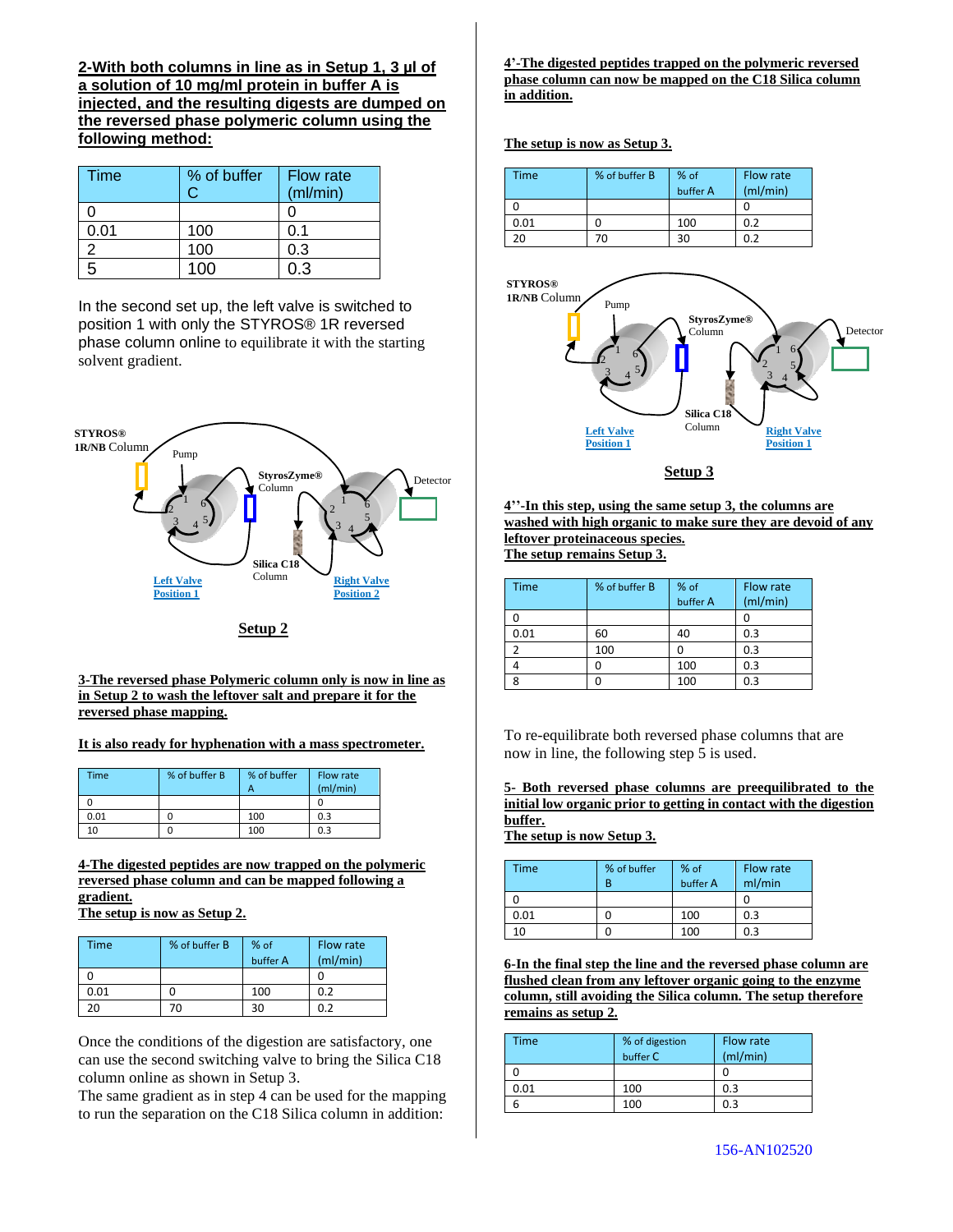**2-With both columns in line as in Setup 1, 3 µl of a solution of 10 mg/ml protein in buffer A is injected, and the resulting digests are dumped on the reversed phase polymeric column using the following method:**

| Time | % of buffer C | Flow rate (ml/min) |
|---|---|---|
| 0 | | 0 |
| 0.01 | 100 | 0.1 |
| 2 | 100 | 0.3 |
| 5 | 100 | 0.3 |

In the second set up, the left valve is switched to position 1 with only the STYROS® 1R reversed phase column online to equilibrate it with the starting solvent gradient.

STYROS® 1R/NB Column, Pump, StyrosZyme® Column, Detector, Silica C18 Column, Left Valve Position 1, Right Valve Position 2

**Setup 2**

**3-The reversed phase Polymeric column only is now in line as in Setup 2 to wash the leftover salt and prepare it for the reversed phase mapping.**

**It is also ready for hyphenation with a mass spectrometer.**

| Time | % of buffer B | % of buffer A | Flow rate (ml/min) |
|---|---|---|---|
| 0 | | | 0 |
| 0.01 | 0 | 100 | 0.3 |
| 10 | 0 | 100 | 0.3 |

**4-The digested peptides are now trapped on the polymeric reversed phase column and can be mapped following a gradient.**
**The setup is now as Setup 2.**

| Time | % of buffer B | % of buffer A | Flow rate (ml/min) |
|---|---|---|---|
| 0 | | | 0 |
| 0.01 | 0 | 100 | 0.2 |
| 20 | 70 | 30 | 0.2 |

Once the conditions of the digestion are satisfactory, one can use the second switching valve to bring the Silica C18 column online as shown in Setup 3.
The same gradient as in step 4 can be used for the mapping to run the separation on the C18 Silica column in addition:

**4'-The digested peptides trapped on the polymeric reversed phase column can now be mapped on the C18 Silica column in addition.**

**The setup is now as Setup 3.**

| Time | % of buffer B | % of buffer A | Flow rate (ml/min) |
|---|---|---|---|
| 0 | | | 0 |
| 0.01 | 0 | 100 | 0.2 |
| 20 | 70 | 30 | 0.2 |

STYROS® 1R/NB Column, Pump, StyrosZyme® Column, Detector, Silica C18 Column, Left Valve Position 1, Right Valve Position 1

**Setup 3**

**4''-In this step, using the same setup 3, the columns are washed with high organic to make sure they are devoid of any leftover proteinaceous species.**
**The setup remains Setup 3.**

| Time | % of buffer B | % of buffer A | Flow rate (ml/min) |
|---|---|---|---|
| 0 | | | 0 |
| 0.01 | 60 | 40 | 0.3 |
| 2 | 100 | 0 | 0.3 |
| 4 | 0 | 100 | 0.3 |
| 8 | 0 | 100 | 0.3 |

To re-equilibrate both reversed phase columns that are now in line, the following step 5 is used.

**5- Both reversed phase columns are preequilibrated to the initial low organic prior to getting in contact with the digestion buffer.**
**The setup is now Setup 3.**

| Time | % of buffer B | % of buffer A | Flow rate ml/min |
|---|---|---|---|
| 0 | | | 0 |
| 0.01 | 0 | 100 | 0.3 |
| 10 | 0 | 100 | 0.3 |

**6-In the final step the line and the reversed phase column are flushed clean from any leftover organic going to the enzyme column, still avoiding the Silica column. The setup therefore remains as setup 2.**

| Time | % of digestion buffer C | Flow rate (ml/min) |
|---|---|---|
| 0 | | 0 |
| 0.01 | 100 | 0.3 |
| 6 | 100 | 0.3 |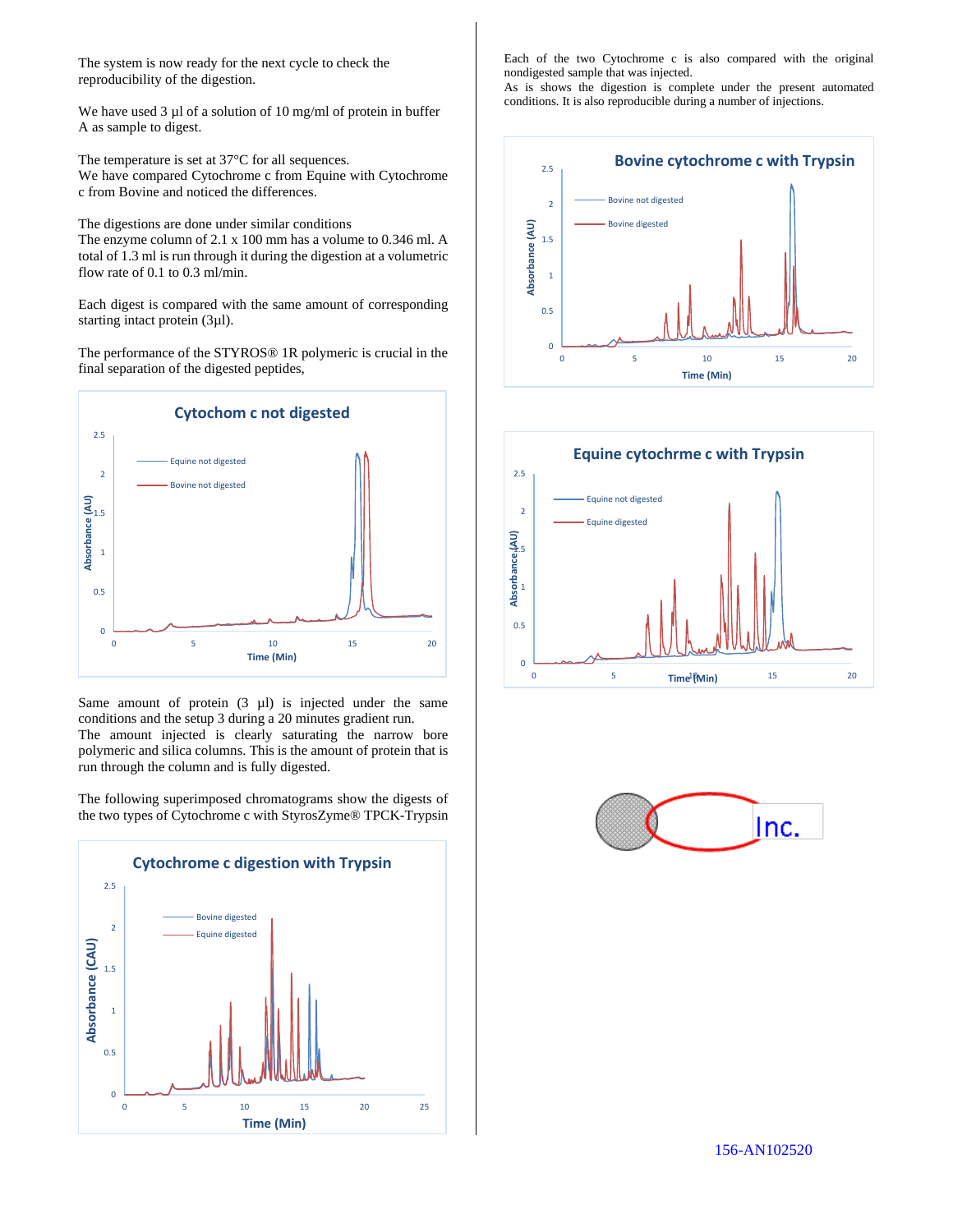The system is now ready for the next cycle to check the reproducibility of the digestion.

We have used 3 µl of a solution of 10 mg/ml of protein in buffer A as sample to digest.

The temperature is set at 37°C for all sequences.
We have compared Cytochrome c from Equine with Cytochrome c from Bovine and noticed the differences.

The digestions are done under similar conditions
The enzyme column of 2.1 x 100 mm has a volume to 0.346 ml. A total of 1.3 ml is run through it during the digestion at a volumetric flow rate of 0.1 to 0.3 ml/min.

Each digest is compared with the same amount of corresponding starting intact protein (3µl).

The performance of the STYROS® 1R polymeric is crucial in the final separation of the digested peptides,

Cytochom c not digested
Equine not digested
Bovine not digested
Absorbance (AU)
2.5
2
1.5
1
0.5
0
0
5
10
15
20
Time (Min)

Same amount of protein (3 µl) is injected under the same conditions and the setup 3 during a 20 minutes gradient run.
The amount injected is clearly saturating the narrow bore polymeric and silica columns. This is the amount of protein that is run through the column and is fully digested.

The following superimposed chromatograms show the digests of the two types of Cytochrome c with StyrosZyme® TPCK-Trypsin

Cytochrome c digestion with Trypsin
Bovine digested
Equine digested
Absorbance (CAU)
2.5
2
1.5
1
0.5
0
0
5
10
15
20
25
Time (Min)

Each of the two Cytochrome c is also compared with the original nondigested sample that was injected.
As is shows the digestion is complete under the present automated conditions. It is also reproducible during a number of injections.

Bovine cytochrome c with Trypsin
Bovine not digested
Bovine digested
Absorbance (AU)
2.5
2
1.5
1
0.5
0
0
5
10
15
20
Time (Min)

Equine cytochrme c with Trypsin
Equine not digested
Equine digested
Absorbance (AU)
2.5
2
1.5
1
0.5
0
0
5
10
15
20
Time (Min)

Inc.

156-AN102520